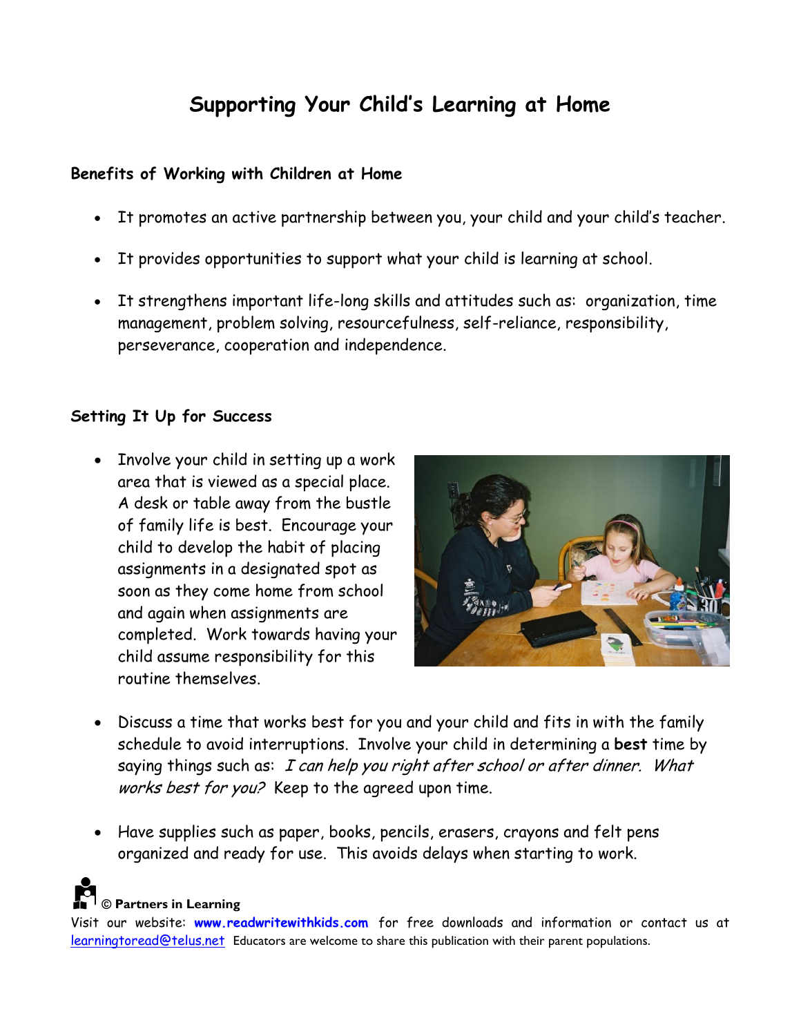# Supporting Your Child's Learning at Home

**Benefits of Working with Children at Home**

- It promotes an active partnership between you, your child and your child's teacher.
- It provides opportunities to support what your child is learning at school.
- It strengthens important life-long skills and attitudes such as: organization, time management, problem solving, resourcefulness, self-reliance, responsibility, perseverance, cooperation and independence.

**Setting It Up for Success**

- Involve your child in setting up a work area that is viewed as a special place. A desk or table away from the bustle of family life is best. Encourage your child to develop the habit of placing assignments in a designated spot as soon as they come home from school and again when assignments are completed. Work towards having your child assume responsibility for this routine themselves.
- Discuss a time that works best for you and your child and fits in with the family schedule to avoid interruptions. Involve your child in determining a **best** time by saying things such as: *I can help you right after school or after dinner. What works best for you?* Keep to the agreed upon time.
- Have supplies such as paper, books, pencils, erasers, crayons and felt pens organized and ready for use. This avoids delays when starting to work.

© **Partners in Learning**
Visit our website: **www.readwritewithkids.com** for free downloads and information or contact us at learningtoread@telus.net Educators are welcome to share this publication with their parent populations.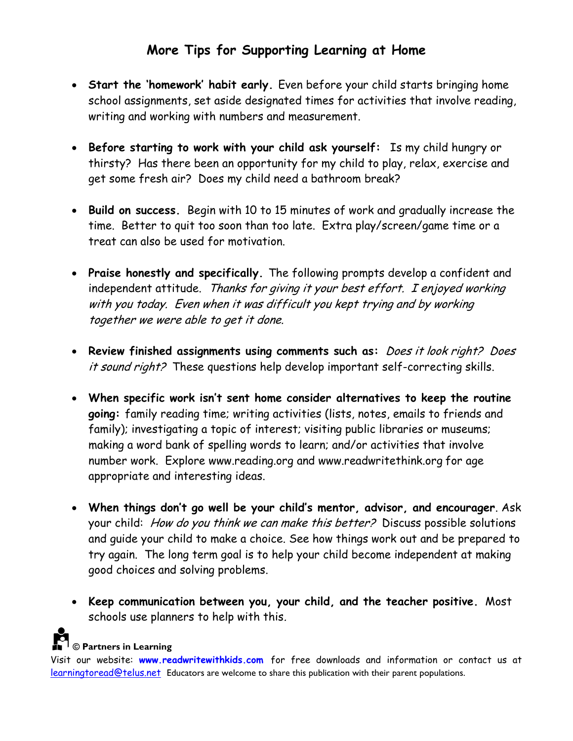# More Tips for Supporting Learning at Home

- **Start the 'homework' habit early.** Even before your child starts bringing home school assignments, set aside designated times for activities that involve reading, writing and working with numbers and measurement.

- **Before starting to work with your child ask yourself:** Is my child hungry or thirsty? Has there been an opportunity for my child to play, relax, exercise and get some fresh air? Does my child need a bathroom break?

- **Build on success.** Begin with 10 to 15 minutes of work and gradually increase the time. Better to quit too soon than too late. Extra play/screen/game time or a treat can also be used for motivation.

- **Praise honestly and specifically.** The following prompts develop a confident and independent attitude. *Thanks for giving it your best effort. I enjoyed working with you today. Even when it was difficult you kept trying and by working together we were able to get it done.*

- **Review finished assignments using comments such as:** *Does it look right? Does it sound right?* These questions help develop important self-correcting skills.

- **When specific work isn't sent home consider alternatives to keep the routine going:** family reading time; writing activities (lists, notes, emails to friends and family); investigating a topic of interest; visiting public libraries or museums; making a word bank of spelling words to learn; and/or activities that involve number work. Explore www.reading.org and www.readwritethink.org for age appropriate and interesting ideas.

- **When things don't go well be your child's mentor, advisor, and encourager**. Ask your child: *How do you think we can make this better?* Discuss possible solutions and guide your child to make a choice. See how things work out and be prepared to try again. The long term goal is to help your child become independent at making good choices and solving problems.

- **Keep communication between you, your child, and the teacher positive.** Most schools use planners to help with this.

**© Partners in Learning**

Visit our website: **www.readwritewithkids.com** for free downloads and information or contact us at learningtoread@telus.net Educators are welcome to share this publication with their parent populations.